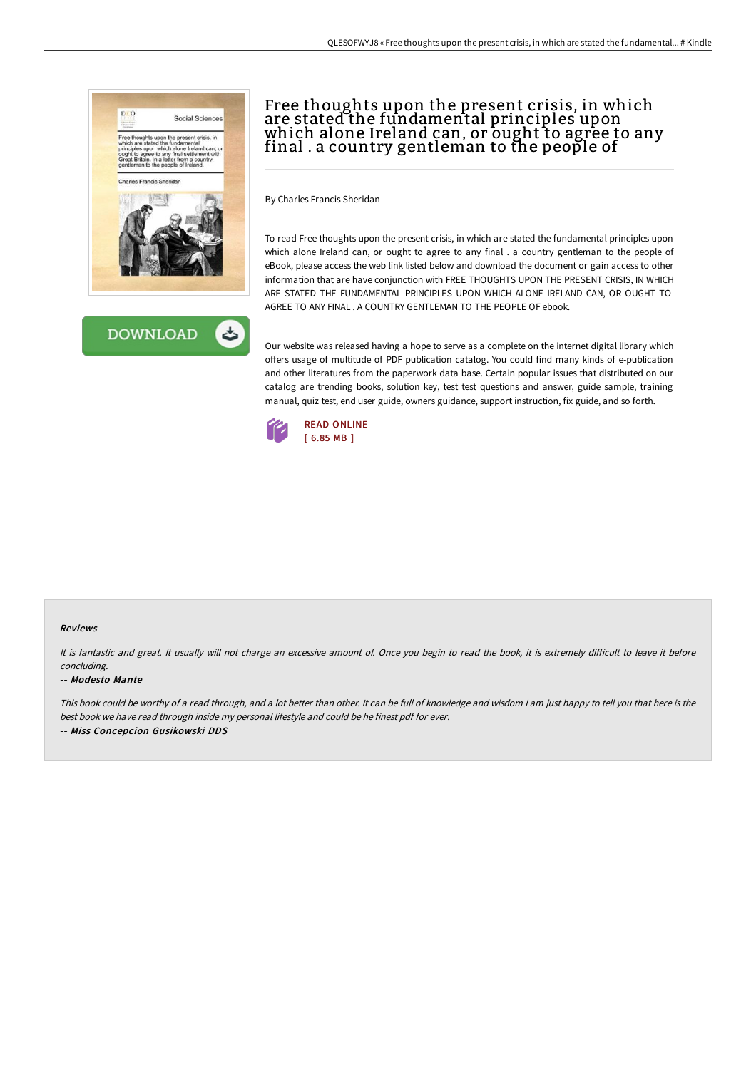# Free thoughts upon the present crisis, in which are stated the fundamental principles upon which alone Ireland can, or ought to agree to any final . a country gentleman to the people of

By Charles Francis Sheridan

To read Free thoughts upon the present crisis, in which are stated the fundamental principles upon which alone Ireland can, or ought to agree to any final . a country gentleman to the people of eBook, please access the web link listed below and download the document or gain access to other information that are have conjunction with FREE THOUGHTS UPON THE PRESENT CRISIS, IN WHICH ARE STATED THE FUNDAMENTAL PRINCIPLES UPON WHICH ALONE IRELAND CAN, OR OUGHT TO AGREE TO ANY FINAL . A COUNTRY GENTLEMAN TO THE PEOPLE OF ebook.

Our website was released having a hope to serve as a complete on the internet digital library which offers usage of multitude of PDF publication catalog. You could find many kinds of e-publication and other literatures from the paperwork data base. Certain popular issues that distributed on our catalog are trending books, solution key, test test questions and answer, guide sample, training manual, quiz test, end user guide, owners guidance, support instruction, fix guide, and so forth.

READ ONLINE
[ 6.85 MB ]

### Reviews

*It is fantastic and great. It usually will not charge an excessive amount of. Once you begin to read the book, it is extremely difficult to leave it before concluding.*

-- ***Modesto Mante***

*This book could be worthy of a read through, and a lot better than other. It can be full of knowledge and wisdom I am just happy to tell you that here is the best book we have read through inside my personal lifestyle and could be he finest pdf for ever.*

-- ***Miss Concepcion Gusikowski DDS***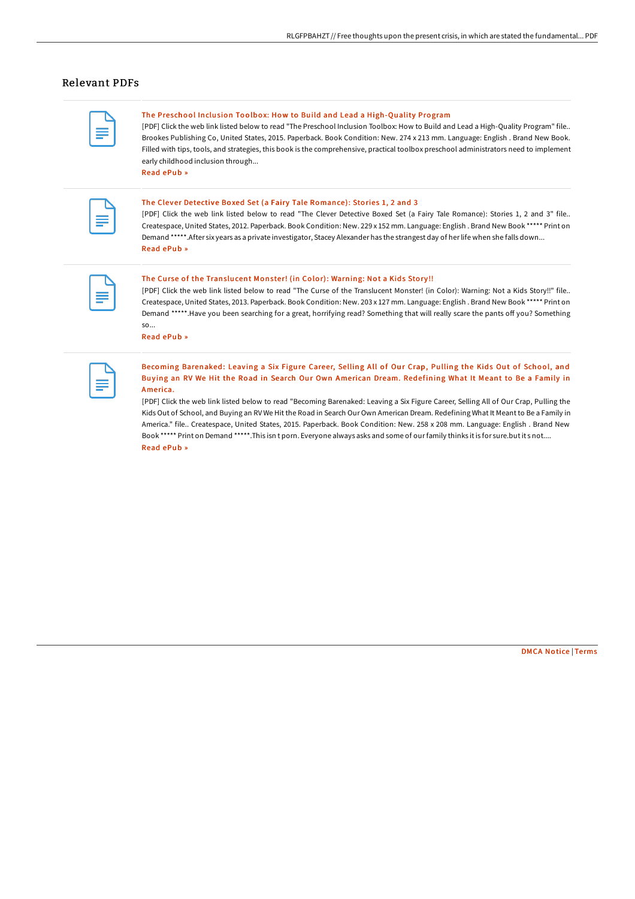## Relevant PDFs

### The Preschool Inclusion Toolbox: How to Build and Lead a High-Quality Program

[PDF] Click the web link listed below to read "The Preschool Inclusion Toolbox: How to Build and Lead a High-Quality Program" file.. Brookes Publishing Co, United States, 2015. Paperback. Book Condition: New. 274 x 213 mm. Language: English . Brand New Book. Filled with tips, tools, and strategies, this book is the comprehensive, practical toolbox preschool administrators need to implement early childhood inclusion through...

Read ePub »

### The Clever Detective Boxed Set (a Fairy Tale Romance): Stories 1, 2 and 3

[PDF] Click the web link listed below to read "The Clever Detective Boxed Set (a Fairy Tale Romance): Stories 1, 2 and 3" file.. Createspace, United States, 2012. Paperback. Book Condition: New. 229 x 152 mm. Language: English . Brand New Book ***** Print on Demand *****.After six years as a private investigator, Stacey Alexander has the strangest day of her life when she falls down...

Read ePub »

### The Curse of the Translucent Monster! (in Color): Warning: Not a Kids Story!!

[PDF] Click the web link listed below to read "The Curse of the Translucent Monster! (in Color): Warning: Not a Kids Story!!" file.. Createspace, United States, 2013. Paperback. Book Condition: New. 203 x 127 mm. Language: English . Brand New Book ***** Print on Demand *****.Have you been searching for a great, horrifying read? Something that will really scare the pants off you? Something so...

Read ePub »

### Becoming Barenaked: Leaving a Six Figure Career, Selling All of Our Crap, Pulling the Kids Out of School, and Buying an RV We Hit the Road in Search Our Own American Dream. Redefining What It Meant to Be a Family in America.

[PDF] Click the web link listed below to read "Becoming Barenaked: Leaving a Six Figure Career, Selling All of Our Crap, Pulling the Kids Out of School, and Buying an RV We Hit the Road in Search Our Own American Dream. Redefining What It Meant to Be a Family in America." file.. Createspace, United States, 2015. Paperback. Book Condition: New. 258 x 208 mm. Language: English . Brand New Book ***** Print on Demand *****.This isn t porn. Everyone always asks and some of our family thinks it is for sure.but it s not....

Read ePub »

DMCA Notice | Terms